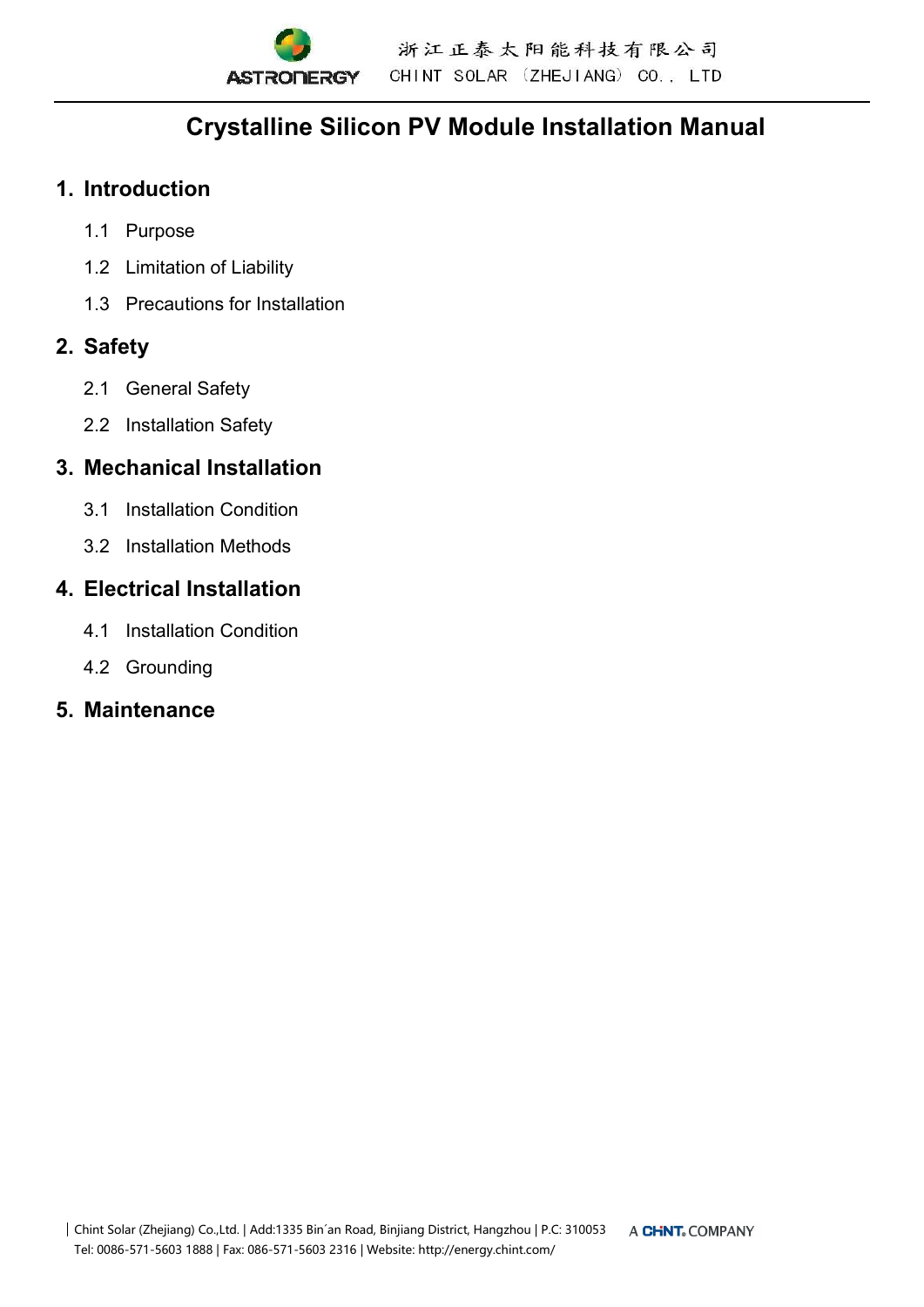# Crystalline Silicon PV Module Installation Manual

## 1. Introduction

1.1 Purpose

1.2 Limitation of Liability

1.3 Precautions for Installation

## 2. Safety

2.1 General Safety

2.2 Installation Safety

## 3. Mechanical Installation

3.1 Installation Condition

3.2 Installation Methods

## 4. Electrical Installation

4.1 Installation Condition

4.2 Grounding

## 5. Maintenance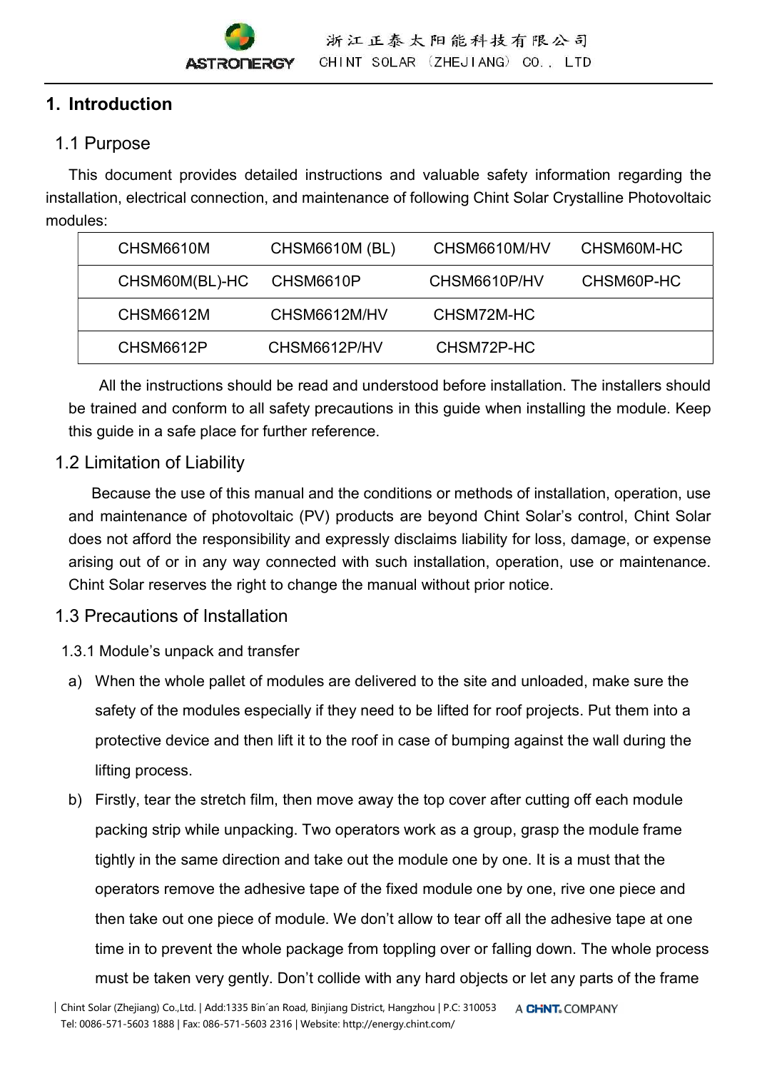# 1. Introduction

## 1.1 Purpose

This document provides detailed instructions and valuable safety information regarding the installation, electrical connection, and maintenance of following Chint Solar Crystalline Photovoltaic modules:

| CHSM6610M | CHSM6610M (BL) | CHSM6610M/HV | CHSM60M-HC |
|---|---|---|---|
| CHSM60M(BL)-HC | CHSM6610P | CHSM6610P/HV | CHSM60P-HC |
| CHSM6612M | CHSM6612M/HV | CHSM72M-HC | |
| CHSM6612P | CHSM6612P/HV | CHSM72P-HC | |

All the instructions should be read and understood before installation. The installers should be trained and conform to all safety precautions in this guide when installing the module. Keep this guide in a safe place for further reference.

## 1.2 Limitation of Liability

Because the use of this manual and the conditions or methods of installation, operation, use and maintenance of photovoltaic (PV) products are beyond Chint Solar's control, Chint Solar does not afford the responsibility and expressly disclaims liability for loss, damage, or expense arising out of or in any way connected with such installation, operation, use or maintenance. Chint Solar reserves the right to change the manual without prior notice.

## 1.3 Precautions of Installation

### 1.3.1 Module's unpack and transfer

a) When the whole pallet of modules are delivered to the site and unloaded, make sure the safety of the modules especially if they need to be lifted for roof projects. Put them into a protective device and then lift it to the roof in case of bumping against the wall during the lifting process.

b) Firstly, tear the stretch film, then move away the top cover after cutting off each module packing strip while unpacking. Two operators work as a group, grasp the module frame tightly in the same direction and take out the module one by one. It is a must that the operators remove the adhesive tape of the fixed module one by one, rive one piece and then take out one piece of module. We don't allow to tear off all the adhesive tape at one time in to prevent the whole package from toppling over or falling down. The whole process must be taken very gently. Don't collide with any hard objects or let any parts of the frame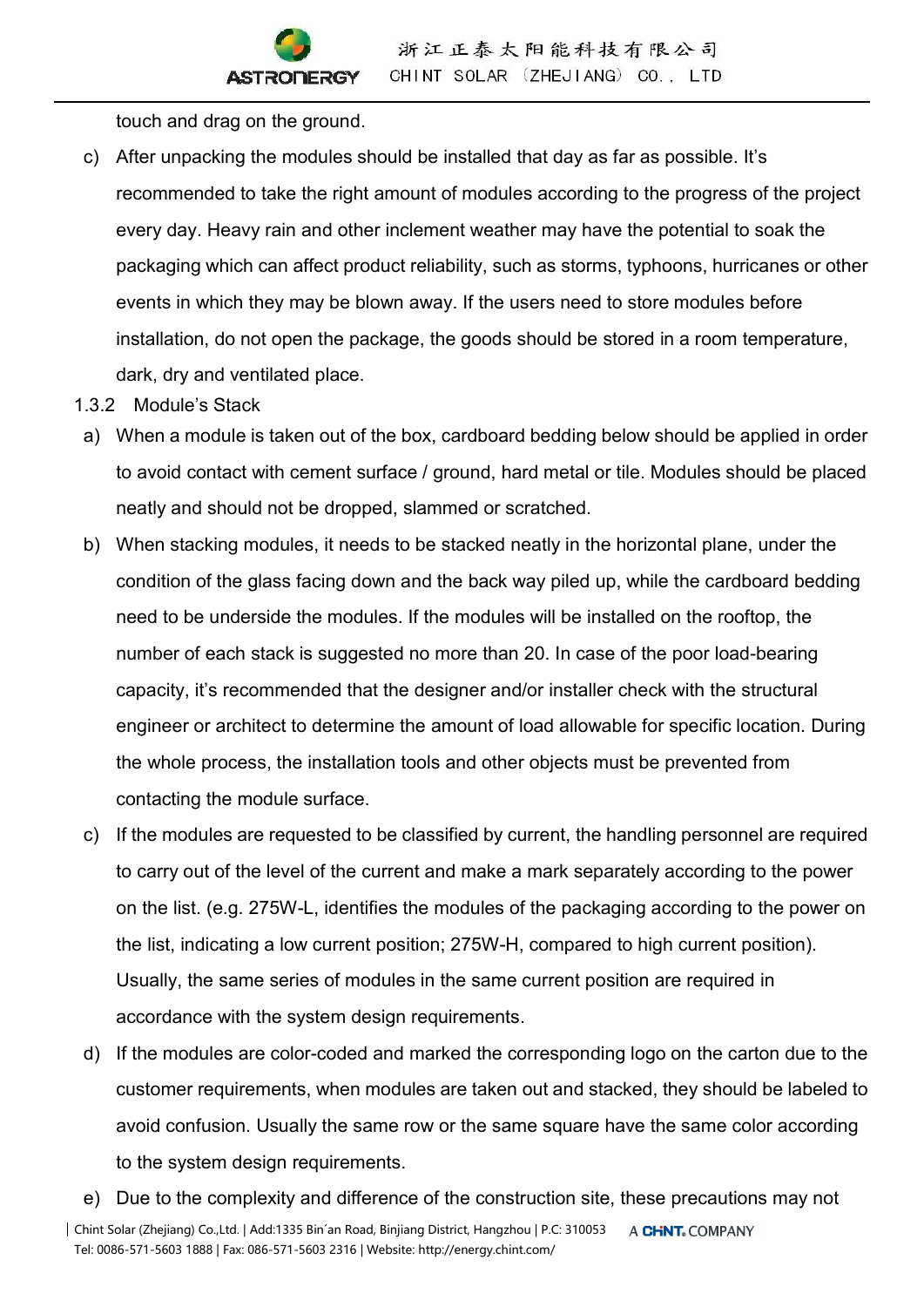touch and drag on the ground.

c) After unpacking the modules should be installed that day as far as possible. It's recommended to take the right amount of modules according to the progress of the project every day. Heavy rain and other inclement weather may have the potential to soak the packaging which can affect product reliability, such as storms, typhoons, hurricanes or other events in which they may be blown away. If the users need to store modules before installation, do not open the package, the goods should be stored in a room temperature, dark, dry and ventilated place.

1.3.2 Module's Stack

a) When a module is taken out of the box, cardboard bedding below should be applied in order to avoid contact with cement surface / ground, hard metal or tile. Modules should be placed neatly and should not be dropped, slammed or scratched.

b) When stacking modules, it needs to be stacked neatly in the horizontal plane, under the condition of the glass facing down and the back way piled up, while the cardboard bedding need to be underside the modules. If the modules will be installed on the rooftop, the number of each stack is suggested no more than 20. In case of the poor load-bearing capacity, it's recommended that the designer and/or installer check with the structural engineer or architect to determine the amount of load allowable for specific location. During the whole process, the installation tools and other objects must be prevented from contacting the module surface.

c) If the modules are requested to be classified by current, the handling personnel are required to carry out of the level of the current and make a mark separately according to the power on the list. (e.g. 275W-L, identifies the modules of the packaging according to the power on the list, indicating a low current position; 275W-H, compared to high current position). Usually, the same series of modules in the same current position are required in accordance with the system design requirements.

d) If the modules are color-coded and marked the corresponding logo on the carton due to the customer requirements, when modules are taken out and stacked, they should be labeled to avoid confusion. Usually the same row or the same square have the same color according to the system design requirements.

e) Due to the complexity and difference of the construction site, these precautions may not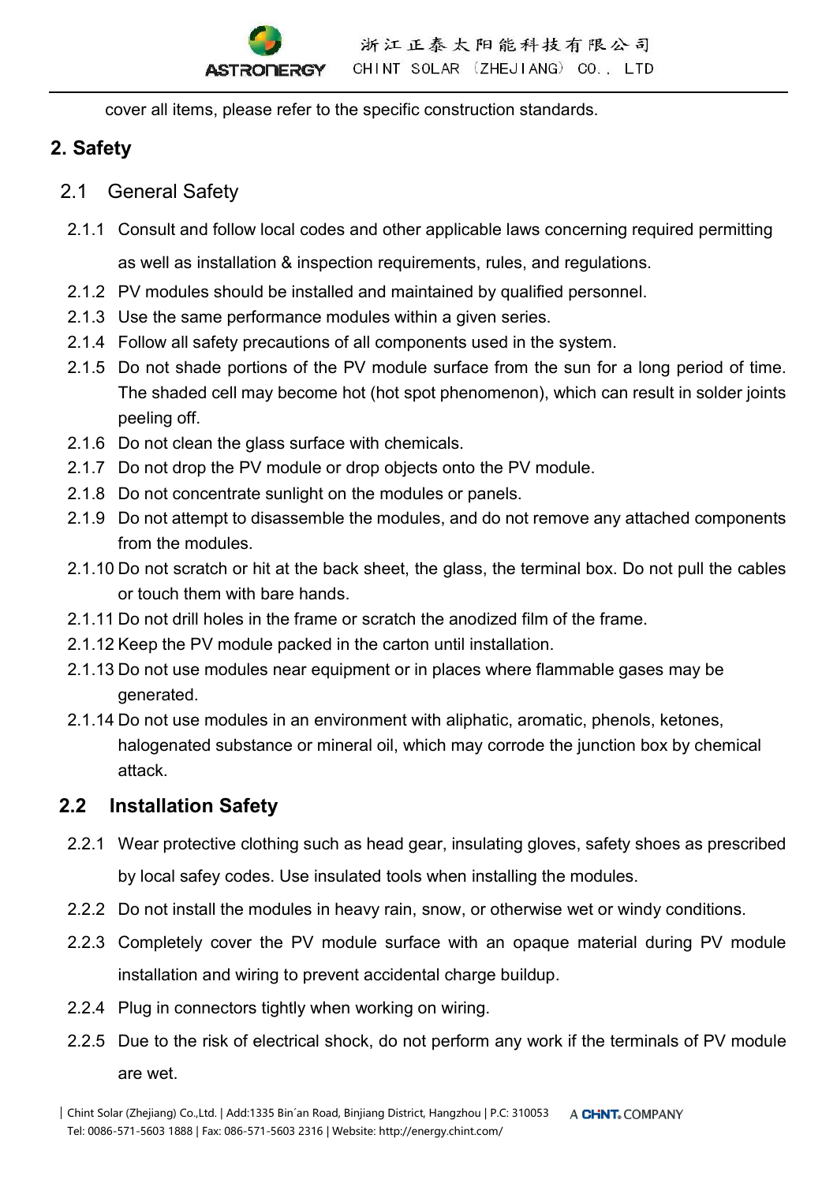cover all items, please refer to the specific construction standards.

## 2. Safety

### 2.1 General Safety

2.1.1 Consult and follow local codes and other applicable laws concerning required permitting as well as installation & inspection requirements, rules, and regulations.

2.1.2 PV modules should be installed and maintained by qualified personnel.

2.1.3 Use the same performance modules within a given series.

2.1.4 Follow all safety precautions of all components used in the system.

2.1.5 Do not shade portions of the PV module surface from the sun for a long period of time. The shaded cell may become hot (hot spot phenomenon), which can result in solder joints peeling off.

2.1.6 Do not clean the glass surface with chemicals.

2.1.7 Do not drop the PV module or drop objects onto the PV module.

2.1.8 Do not concentrate sunlight on the modules or panels.

2.1.9 Do not attempt to disassemble the modules, and do not remove any attached components from the modules.

2.1.10 Do not scratch or hit at the back sheet, the glass, the terminal box. Do not pull the cables or touch them with bare hands.

2.1.11 Do not drill holes in the frame or scratch the anodized film of the frame.

2.1.12 Keep the PV module packed in the carton until installation.

2.1.13 Do not use modules near equipment or in places where flammable gases may be generated.

2.1.14 Do not use modules in an environment with aliphatic, aromatic, phenols, ketones, halogenated substance or mineral oil, which may corrode the junction box by chemical attack.

### 2.2 Installation Safety

2.2.1 Wear protective clothing such as head gear, insulating gloves, safety shoes as prescribed by local safey codes. Use insulated tools when installing the modules.

2.2.2 Do not install the modules in heavy rain, snow, or otherwise wet or windy conditions.

2.2.3 Completely cover the PV module surface with an opaque material during PV module installation and wiring to prevent accidental charge buildup.

2.2.4 Plug in connectors tightly when working on wiring.

2.2.5 Due to the risk of electrical shock, do not perform any work if the terminals of PV module are wet.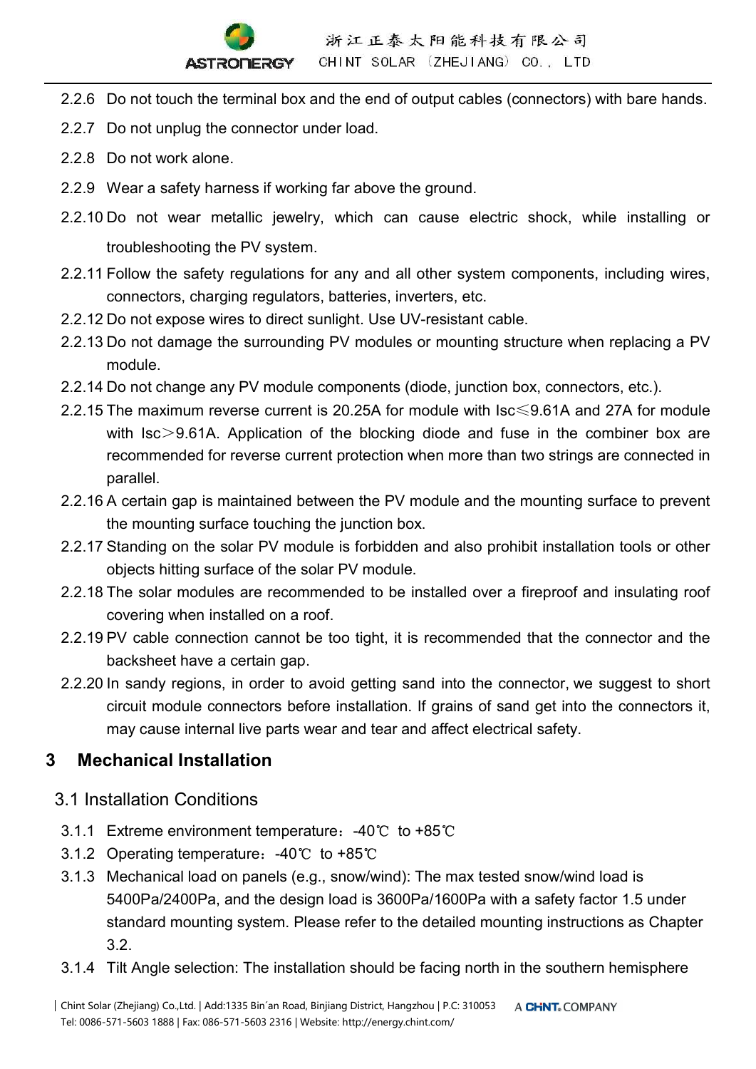2.2.6 Do not touch the terminal box and the end of output cables (connectors) with bare hands.

2.2.7 Do not unplug the connector under load.

2.2.8 Do not work alone.

2.2.9 Wear a safety harness if working far above the ground.

2.2.10 Do not wear metallic jewelry, which can cause electric shock, while installing or troubleshooting the PV system.

2.2.11 Follow the safety regulations for any and all other system components, including wires, connectors, charging regulators, batteries, inverters, etc.

2.2.12 Do not expose wires to direct sunlight. Use UV-resistant cable.

2.2.13 Do not damage the surrounding PV modules or mounting structure when replacing a PV module.

2.2.14 Do not change any PV module components (diode, junction box, connectors, etc.).

2.2.15 The maximum reverse current is 20.25A for module with Isc≤9.61A and 27A for module with Isc＞9.61A. Application of the blocking diode and fuse in the combiner box are recommended for reverse current protection when more than two strings are connected in parallel.

2.2.16 A certain gap is maintained between the PV module and the mounting surface to prevent the mounting surface touching the junction box.

2.2.17 Standing on the solar PV module is forbidden and also prohibit installation tools or other objects hitting surface of the solar PV module.

2.2.18 The solar modules are recommended to be installed over a fireproof and insulating roof covering when installed on a roof.

2.2.19 PV cable connection cannot be too tight, it is recommended that the connector and the backsheet have a certain gap.

2.2.20 In sandy regions, in order to avoid getting sand into the connector, we suggest to short circuit module connectors before installation. If grains of sand get into the connectors it, may cause internal live parts wear and tear and affect electrical safety.

# 3 Mechanical Installation

## 3.1 Installation Conditions

3.1.1 Extreme environment temperature：-40℃ to +85℃

3.1.2 Operating temperature：-40℃ to +85℃

3.1.3 Mechanical load on panels (e.g., snow/wind): The max tested snow/wind load is 5400Pa/2400Pa, and the design load is 3600Pa/1600Pa with a safety factor 1.5 under standard mounting system. Please refer to the detailed mounting instructions as Chapter 3.2.

3.1.4 Tilt Angle selection: The installation should be facing north in the southern hemisphere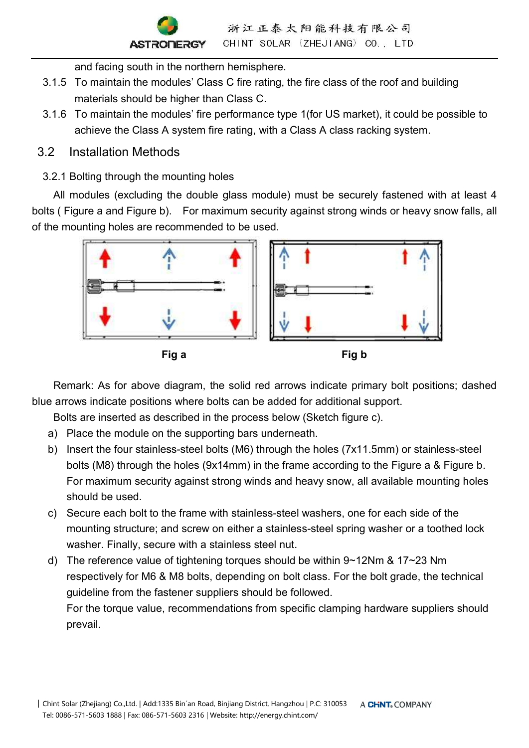and facing south in the northern hemisphere.

3.1.5 To maintain the modules' Class C fire rating, the fire class of the roof and building materials should be higher than Class C.

3.1.6 To maintain the modules' fire performance type 1(for US market), it could be possible to achieve the Class A system fire rating, with a Class A class racking system.

## 3.2 Installation Methods

### 3.2.1 Bolting through the mounting holes

All modules (excluding the double glass module) must be securely fastened with at least 4 bolts ( Figure a and Figure b). For maximum security against strong winds or heavy snow falls, all of the mounting holes are recommended to be used.

**Fig a** **Fig b**

Remark: As for above diagram, the solid red arrows indicate primary bolt positions; dashed blue arrows indicate positions where bolts can be added for additional support.

Bolts are inserted as described in the process below (Sketch figure c).

a) Place the module on the supporting bars underneath.

b) Insert the four stainless-steel bolts (M6) through the holes (7x11.5mm) or stainless-steel bolts (M8) through the holes (9x14mm) in the frame according to the Figure a & Figure b. For maximum security against strong winds and heavy snow, all available mounting holes should be used.

c) Secure each bolt to the frame with stainless-steel washers, one for each side of the mounting structure; and screw on either a stainless-steel spring washer or a toothed lock washer. Finally, secure with a stainless steel nut.

d) The reference value of tightening torques should be within 9~12Nm & 17~23 Nm respectively for M6 & M8 bolts, depending on bolt class. For the bolt grade, the technical guideline from the fastener suppliers should be followed.
For the torque value, recommendations from specific clamping hardware suppliers should prevail.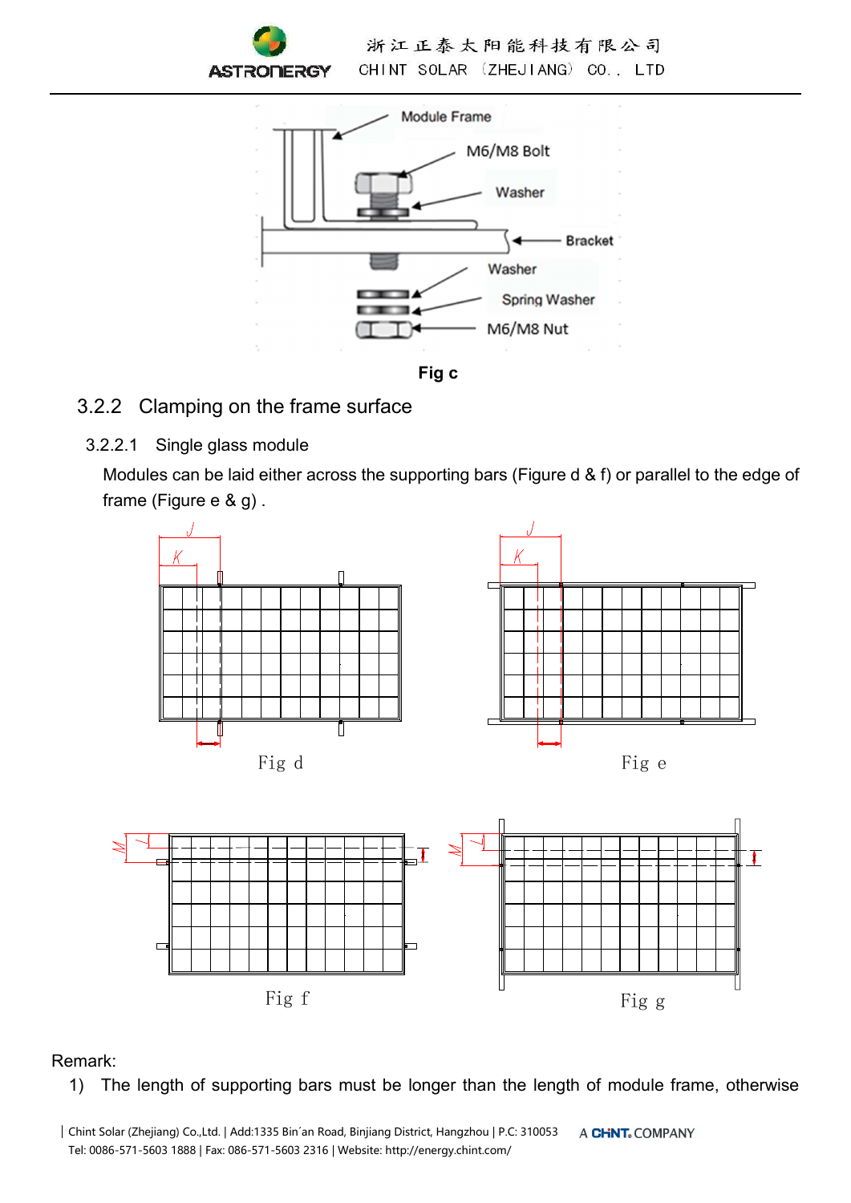Module Frame

M6/M8 Bolt

Washer

Bracket

Washer

Spring Washer

M6/M8 Nut

**Fig c**

### 3.2.2 Clamping on the frame surface

#### 3.2.2.1 Single glass module

Modules can be laid either across the supporting bars (Figure d & f) or parallel to the edge of frame (Figure e & g) .

Fig d

Fig e

Fig f

Fig g

Remark:

1) The length of supporting bars must be longer than the length of module frame, otherwise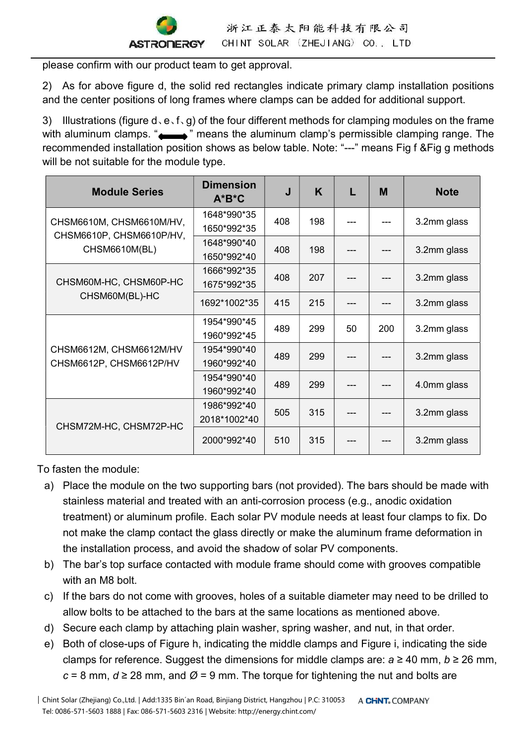please confirm with our product team to get approval.

2) As for above figure d, the solid red rectangles indicate primary clamp installation positions and the center positions of long frames where clamps can be added for additional support.

3) Illustrations (figure d、e、f、g) of the four different methods for clamping modules on the frame with aluminum clamps. "⟷" means the aluminum clamp's permissible clamping range. The recommended installation position shows as below table. Note: "---" means Fig f &Fig g methods will be not suitable for the module type.

| Module Series | Dimension A*B*C | J | K | L | M | Note |
|---|---|---|---|---|---|---|
| CHSM6610M, CHSM6610M/HV, CHSM6610P, CHSM6610P/HV, CHSM6610M(BL) | 1648*990*35 1650*992*35 | 408 | 198 | --- | --- | 3.2mm glass |
| | 1648*990*40 1650*992*40 | 408 | 198 | --- | --- | 3.2mm glass |
| CHSM60M-HC, CHSM60P-HC CHSM60M(BL)-HC | 1666*992*35 1675*992*35 | 408 | 207 | --- | --- | 3.2mm glass |
| | 1692*1002*35 | 415 | 215 | --- | --- | 3.2mm glass |
| CHSM6612M, CHSM6612M/HV CHSM6612P, CHSM6612P/HV | 1954*990*45 1960*992*45 | 489 | 299 | 50 | 200 | 3.2mm glass |
| | 1954*990*40 1960*992*40 | 489 | 299 | --- | --- | 3.2mm glass |
| | 1954*990*40 1960*992*40 | 489 | 299 | --- | --- | 4.0mm glass |
| CHSM72M-HC, CHSM72P-HC | 1986*992*40 2018*1002*40 | 505 | 315 | --- | --- | 3.2mm glass |
| | 2000*992*40 | 510 | 315 | --- | --- | 3.2mm glass |

To fasten the module:

a) Place the module on the two supporting bars (not provided). The bars should be made with stainless material and treated with an anti-corrosion process (e.g., anodic oxidation treatment) or aluminum profile. Each solar PV module needs at least four clamps to fix. Do not make the clamp contact the glass directly or make the aluminum frame deformation in the installation process, and avoid the shadow of solar PV components.

b) The bar's top surface contacted with module frame should come with grooves compatible with an M8 bolt.

c) If the bars do not come with grooves, holes of a suitable diameter may need to be drilled to allow bolts to be attached to the bars at the same locations as mentioned above.

d) Secure each clamp by attaching plain washer, spring washer, and nut, in that order.

e) Both of close-ups of Figure h, indicating the middle clamps and Figure i, indicating the side clamps for reference. Suggest the dimensions for middle clamps are: $a \geq 40$ mm, $b \geq 26$ mm, $c = 8$ mm, $d \geq 28$ mm, and Ø = 9 mm. The torque for tightening the nut and bolts are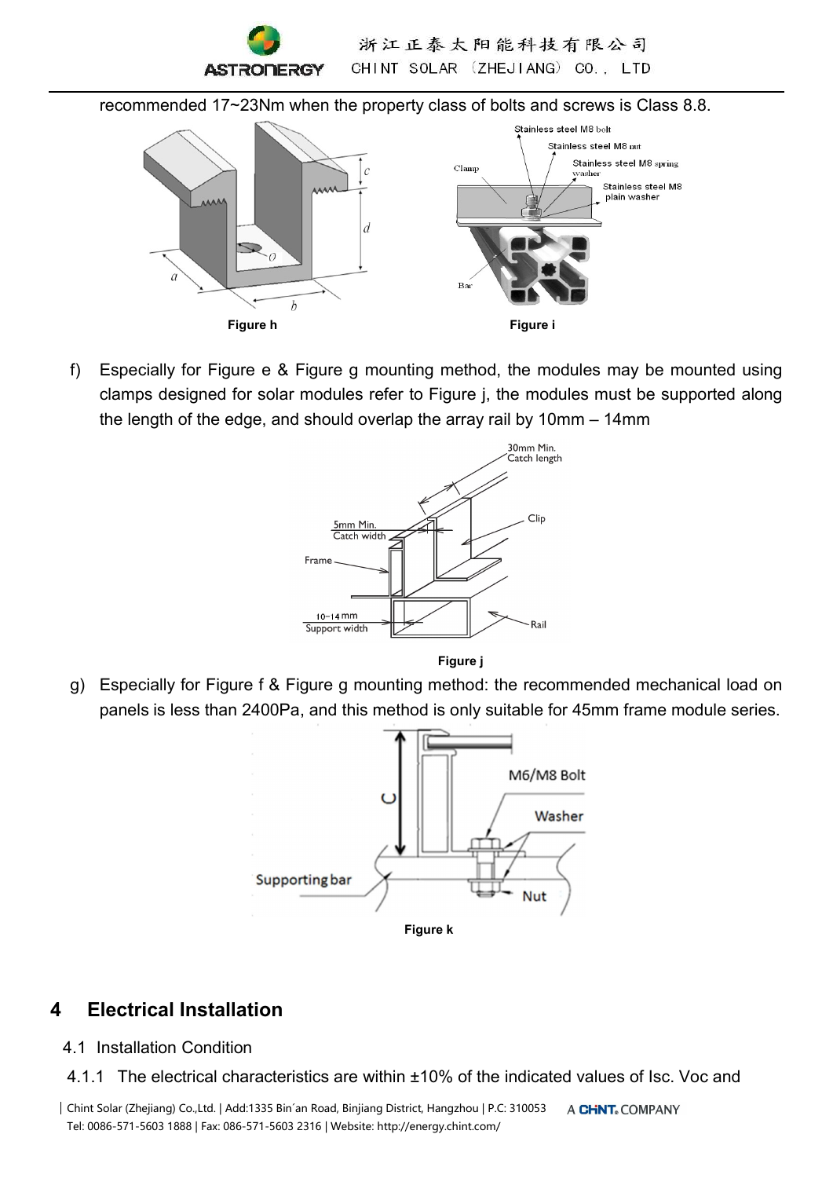recommended 17~23Nm when the property class of bolts and screws is Class 8.8.

Figure h

Figure i

f) Especially for Figure e & Figure g mounting method, the modules may be mounted using clamps designed for solar modules refer to Figure j, the modules must be supported along the length of the edge, and should overlap the array rail by 10mm – 14mm

Figure j

g) Especially for Figure f & Figure g mounting method: the recommended mechanical load on panels is less than 2400Pa, and this method is only suitable for 45mm frame module series.

Figure k

# 4 Electrical Installation

## 4.1 Installation Condition

4.1.1 The electrical characteristics are within ±10% of the indicated values of Isc. Voc and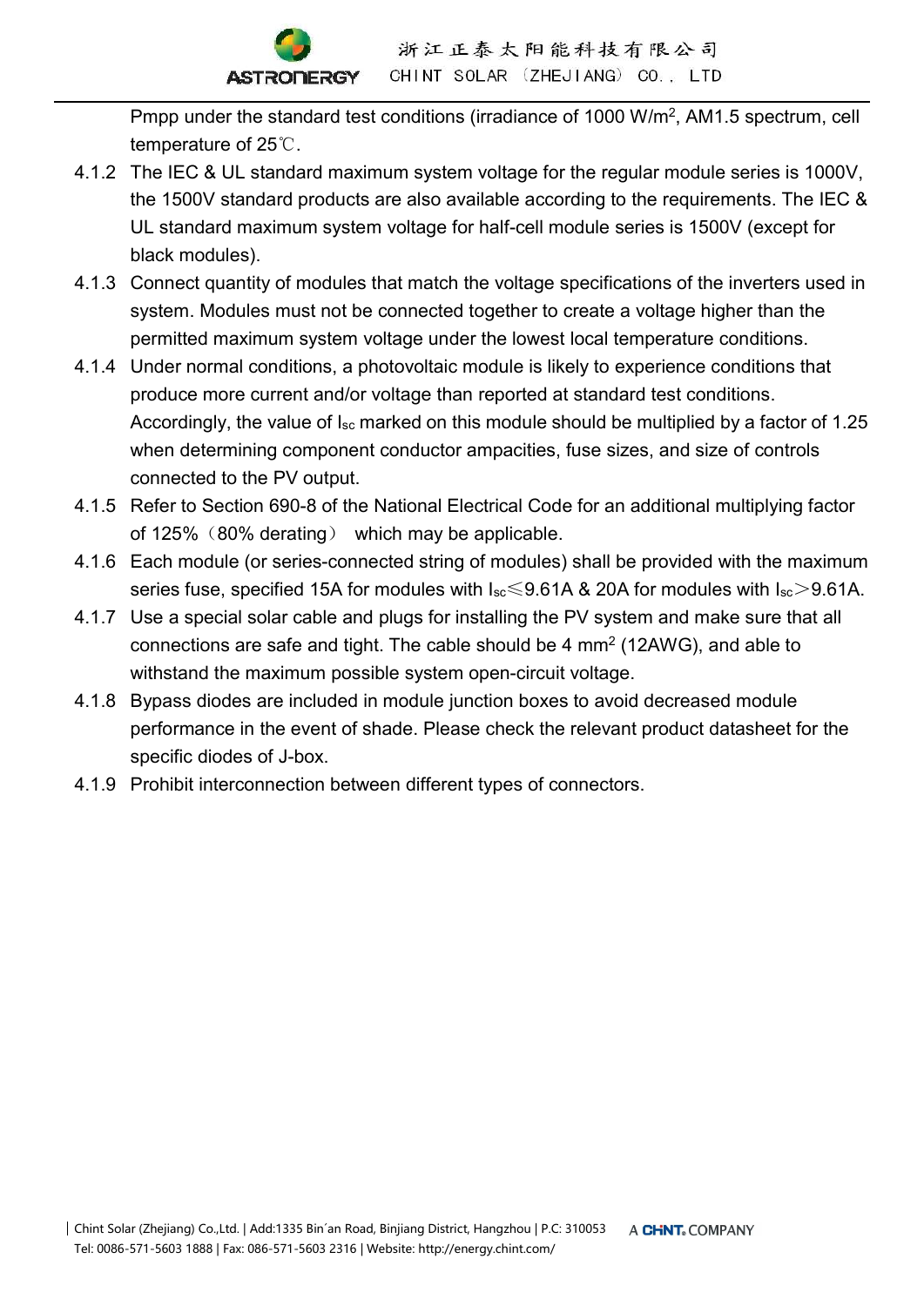Pmpp under the standard test conditions (irradiance of 1000 W/m$^2$, AM1.5 spectrum, cell temperature of 25℃.

4.1.2 The IEC & UL standard maximum system voltage for the regular module series is 1000V, the 1500V standard products are also available according to the requirements. The IEC & UL standard maximum system voltage for half-cell module series is 1500V (except for black modules).

4.1.3 Connect quantity of modules that match the voltage specifications of the inverters used in system. Modules must not be connected together to create a voltage higher than the permitted maximum system voltage under the lowest local temperature conditions.

4.1.4 Under normal conditions, a photovoltaic module is likely to experience conditions that produce more current and/or voltage than reported at standard test conditions. Accordingly, the value of $I_{sc}$ marked on this module should be multiplied by a factor of 1.25 when determining component conductor ampacities, fuse sizes, and size of controls connected to the PV output.

4.1.5 Refer to Section 690-8 of the National Electrical Code for an additional multiplying factor of 125%（80% derating） which may be applicable.

4.1.6 Each module (or series-connected string of modules) shall be provided with the maximum series fuse, specified 15A for modules with $I_{sc}$≤9.61A & 20A for modules with $I_{sc}$＞9.61A.

4.1.7 Use a special solar cable and plugs for installing the PV system and make sure that all connections are safe and tight. The cable should be 4 mm$^2$ (12AWG), and able to withstand the maximum possible system open-circuit voltage.

4.1.8 Bypass diodes are included in module junction boxes to avoid decreased module performance in the event of shade. Please check the relevant product datasheet for the specific diodes of J-box.

4.1.9 Prohibit interconnection between different types of connectors.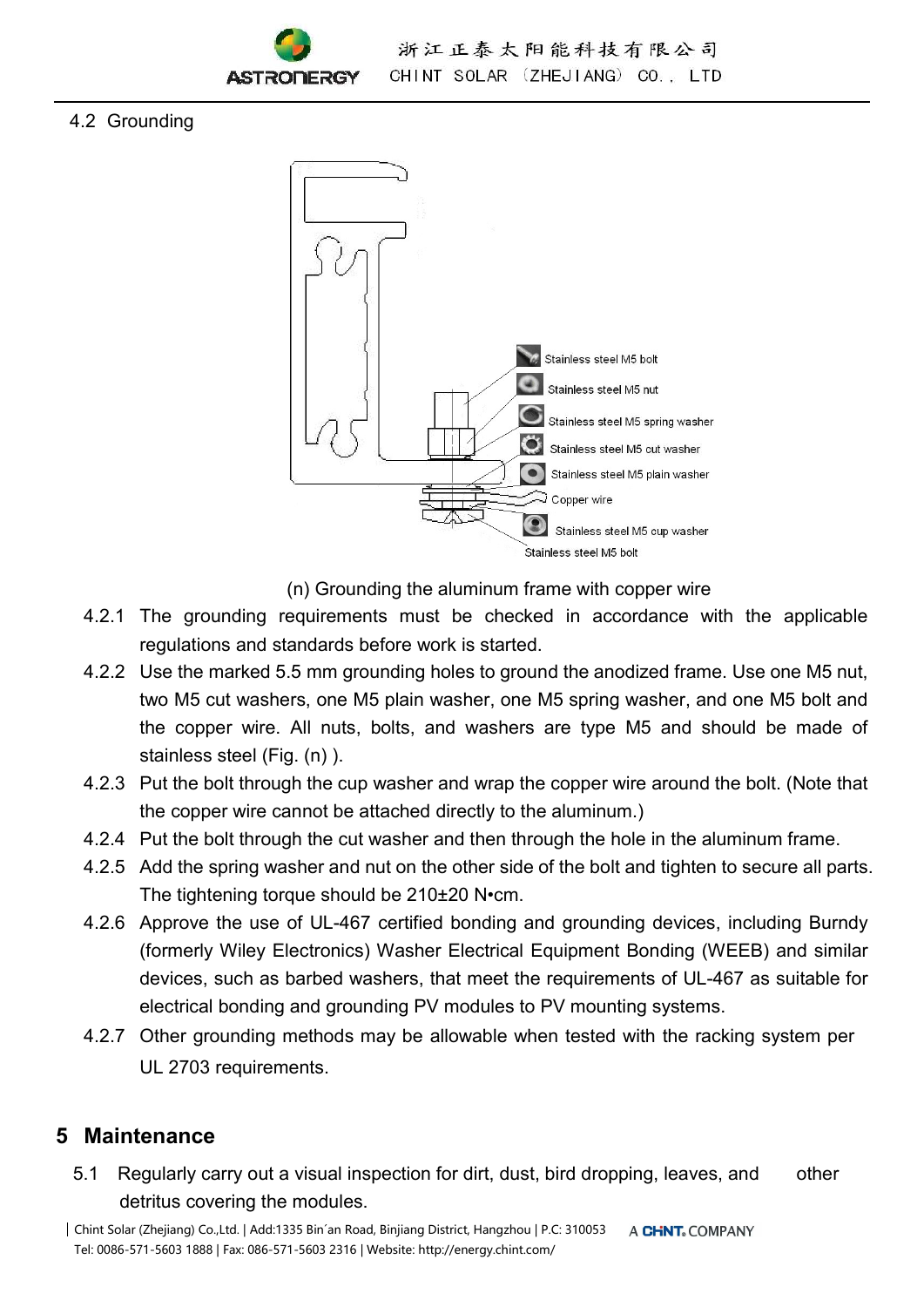## 4.2 Grounding

(n) Grounding the aluminum frame with copper wire

4.2.1 The grounding requirements must be checked in accordance with the applicable regulations and standards before work is started.

4.2.2 Use the marked 5.5 mm grounding holes to ground the anodized frame. Use one M5 nut, two M5 cut washers, one M5 plain washer, one M5 spring washer, and one M5 bolt and the copper wire. All nuts, bolts, and washers are type M5 and should be made of stainless steel (Fig. (n) ).

4.2.3 Put the bolt through the cup washer and wrap the copper wire around the bolt. (Note that the copper wire cannot be attached directly to the aluminum.)

4.2.4 Put the bolt through the cut washer and then through the hole in the aluminum frame.

4.2.5 Add the spring washer and nut on the other side of the bolt and tighten to secure all parts. The tightening torque should be 210±20 N•cm.

4.2.6 Approve the use of UL-467 certified bonding and grounding devices, including Burndy (formerly Wiley Electronics) Washer Electrical Equipment Bonding (WEEB) and similar devices, such as barbed washers, that meet the requirements of UL-467 as suitable for electrical bonding and grounding PV modules to PV mounting systems.

4.2.7 Other grounding methods may be allowable when tested with the racking system per UL 2703 requirements.

# 5 Maintenance

5.1 Regularly carry out a visual inspection for dirt, dust, bird dropping, leaves, and other detritus covering the modules.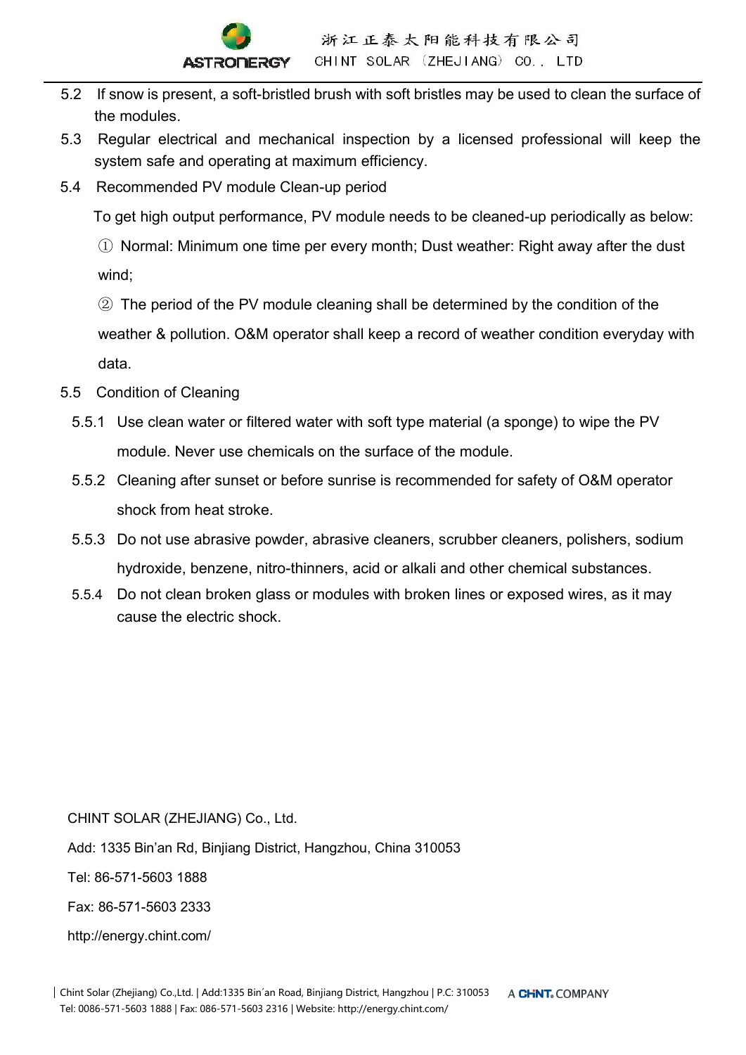5.2 If snow is present, a soft-bristled brush with soft bristles may be used to clean the surface of the modules.

5.3 Regular electrical and mechanical inspection by a licensed professional will keep the system safe and operating at maximum efficiency.

5.4 Recommended PV module Clean-up period

To get high output performance, PV module needs to be cleaned-up periodically as below:

① Normal: Minimum one time per every month; Dust weather: Right away after the dust wind;

② The period of the PV module cleaning shall be determined by the condition of the weather & pollution. O&M operator shall keep a record of weather condition everyday with data.

5.5 Condition of Cleaning

5.5.1 Use clean water or filtered water with soft type material (a sponge) to wipe the PV module. Never use chemicals on the surface of the module.

5.5.2 Cleaning after sunset or before sunrise is recommended for safety of O&M operator shock from heat stroke.

5.5.3 Do not use abrasive powder, abrasive cleaners, scrubber cleaners, polishers, sodium hydroxide, benzene, nitro-thinners, acid or alkali and other chemical substances.

5.5.4 Do not clean broken glass or modules with broken lines or exposed wires, as it may cause the electric shock.

CHINT SOLAR (ZHEJIANG) Co., Ltd.

Add: 1335 Bin'an Rd, Binjiang District, Hangzhou, China 310053

Tel: 86-571-5603 1888

Fax: 86-571-5603 2333

http://energy.chint.com/